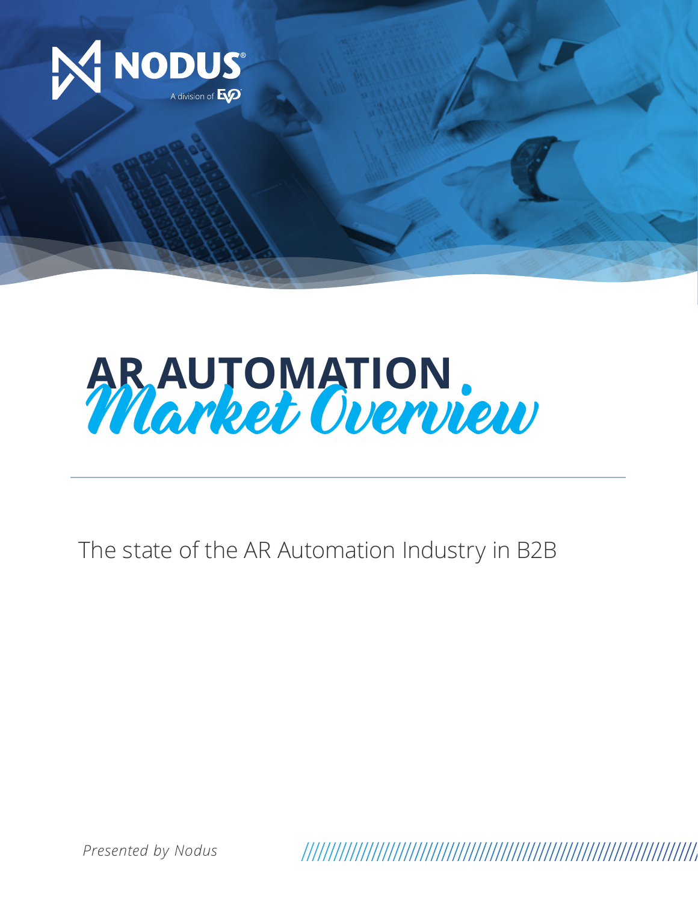NODUS®

A division of EVO

# AR AUTOMATION *Market Overview*

The state of the AR Automation Industry in B2B

*Presented by Nodus*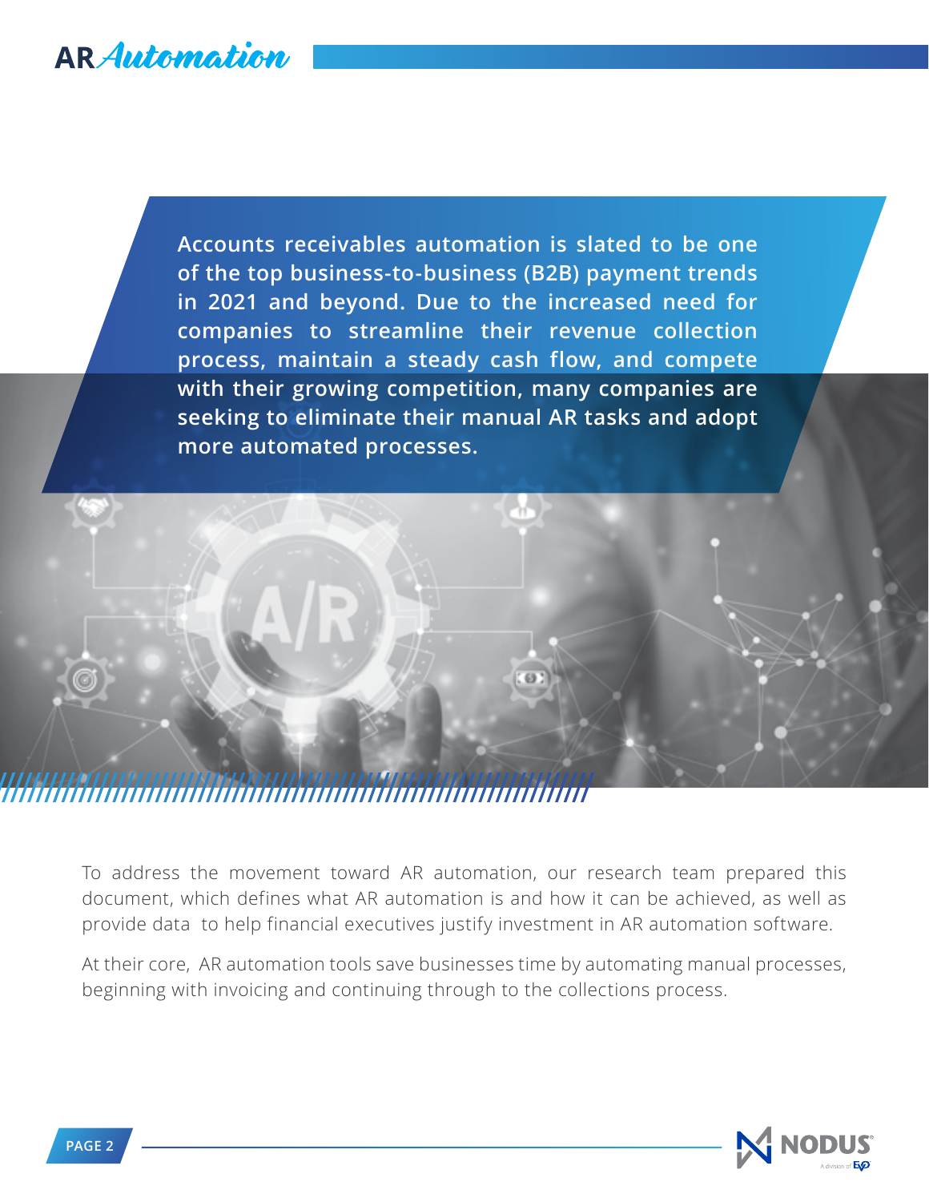**Accounts receivables automation is slated to be one of the top business-to-business (B2B) payment trends in 2021 and beyond. Due to the increased need for companies to streamline their revenue collection process, maintain a steady cash flow, and compete with their growing competition, many companies are seeking to eliminate their manual AR tasks and adopt more automated processes.**

To address the movement toward AR automation, our research team prepared this document, which defines what AR automation is and how it can be achieved, as well as provide data to help financial executives justify investment in AR automation software.

At their core, AR automation tools save businesses time by automating manual processes, beginning with invoicing and continuing through to the collections process.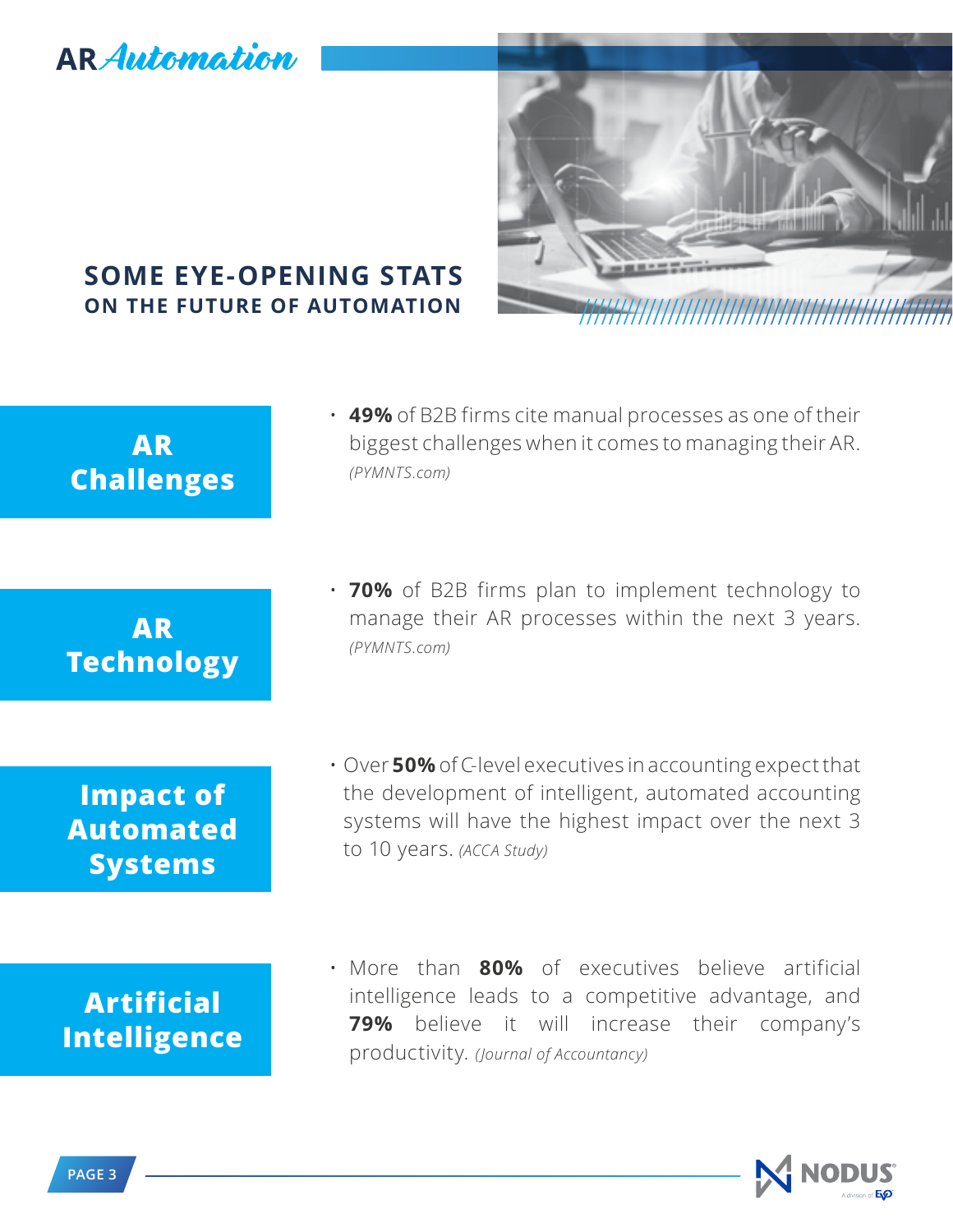# AR Automation

## SOME EYE-OPENING STATS
### ON THE FUTURE OF AUTOMATION

**AR Challenges**

- **49%** of B2B firms cite manual processes as one of their biggest challenges when it comes to managing their AR. *(PYMNTS.com)*

**AR Technology**

- **70%** of B2B firms plan to implement technology to manage their AR processes within the next 3 years. *(PYMNTS.com)*

**Impact of Automated Systems**

- Over **50%** of C-level executives in accounting expect that the development of intelligent, automated accounting systems will have the highest impact over the next 3 to 10 years. *(ACCA Study)*

**Artificial Intelligence**

- More than **80%** of executives believe artificial intelligence leads to a competitive advantage, and **79%** believe it will increase their company's productivity. *(Journal of Accountancy)*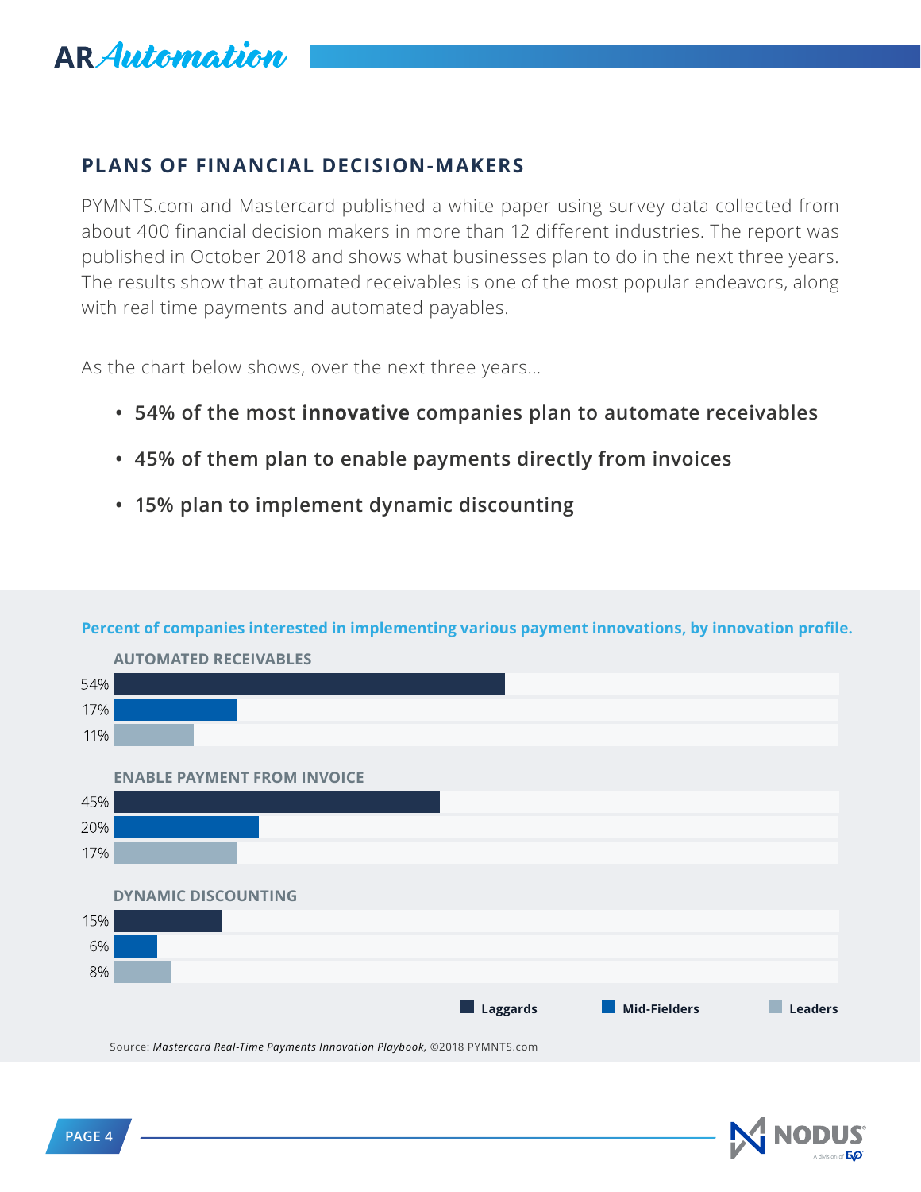## PLANS OF FINANCIAL DECISION-MAKERS

PYMNTS.com and Mastercard published a white paper using survey data collected from about 400 financial decision makers in more than 12 different industries. The report was published in October 2018 and shows what businesses plan to do in the next three years. The results show that automated receivables is one of the most popular endeavors, along with real time payments and automated payables.

As the chart below shows, over the next three years...

- **54% of the most innovative companies plan to automate receivables**
- **45% of them plan to enable payments directly from invoices**
- **15% plan to implement dynamic discounting**

**Percent of companies interested in implementing various payment innovations, by innovation profile.**

| | Laggards | Mid-Fielders | Leaders |
|---|---|---|---|
| AUTOMATED RECEIVABLES | 54% | 17% | 11% |
| ENABLE PAYMENT FROM INVOICE | 45% | 20% | 17% |
| DYNAMIC DISCOUNTING | 15% | 6% | 8% |

Source: *Mastercard Real-Time Payments Innovation Playbook*, ©2018 PYMNTS.com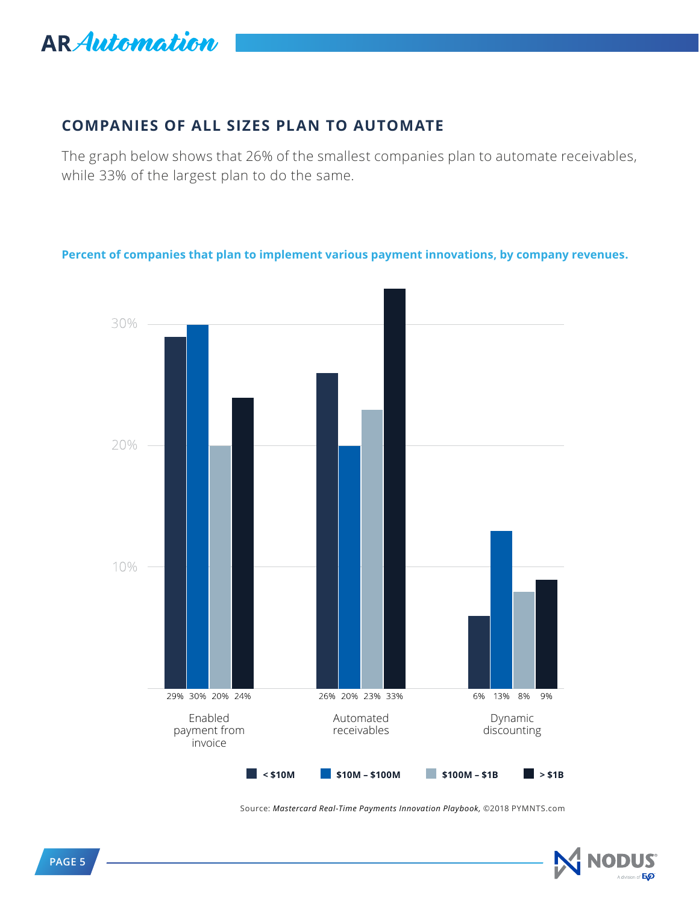## COMPANIES OF ALL SIZES PLAN TO AUTOMATE

The graph below shows that 26% of the smallest companies plan to automate receivables, while 33% of the largest plan to do the same.

**Percent of companies that plan to implement various payment innovations, by company revenues.**

| | < \$10M | \$10M – \$100M | \$100M – \$1B | > \$1B |
|---|---|---|---|---|
| Enabled payment from invoice | 29% | 30% | 20% | 24% |
| Automated receivables | 26% | 20% | 23% | 33% |
| Dynamic discounting | 6% | 13% | 8% | 9% |

Source: *Mastercard Real-Time Payments Innovation Playbook*, ©2018 PYMNTS.com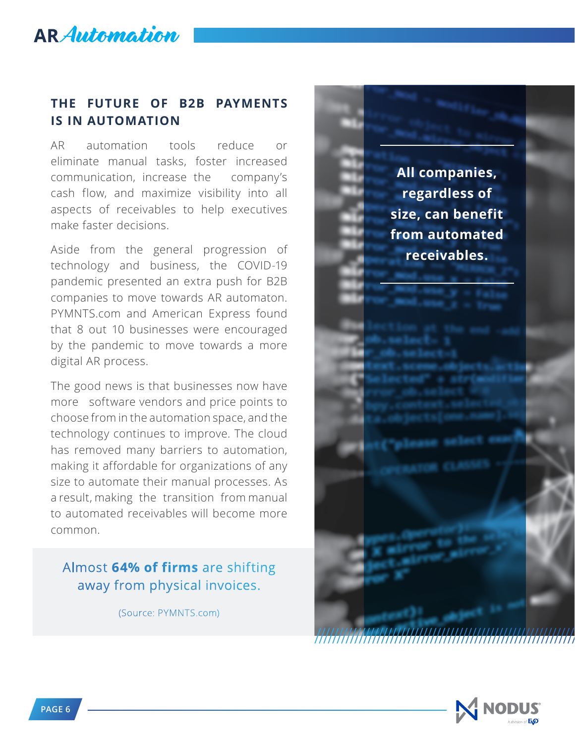## THE FUTURE OF B2B PAYMENTS IS IN AUTOMATION

AR automation tools reduce or eliminate manual tasks, foster increased communication, increase the company's cash flow, and maximize visibility into all aspects of receivables to help executives make faster decisions.

Aside from the general progression of technology and business, the COVID-19 pandemic presented an extra push for B2B companies to move towards AR automaton. PYMNTS.com and American Express found that 8 out 10 businesses were encouraged by the pandemic to move towards a more digital AR process.

The good news is that businesses now have more software vendors and price points to choose from in the automation space, and the technology continues to improve. The cloud has removed many barriers to automation, making it affordable for organizations of any size to automate their manual processes. As a result, making the transition from manual to automated receivables will become more common.

Almost **64% of firms** are shifting away from physical invoices.

(Source: PYMNTS.com)

**All companies, regardless of size, can benefit from automated receivables.**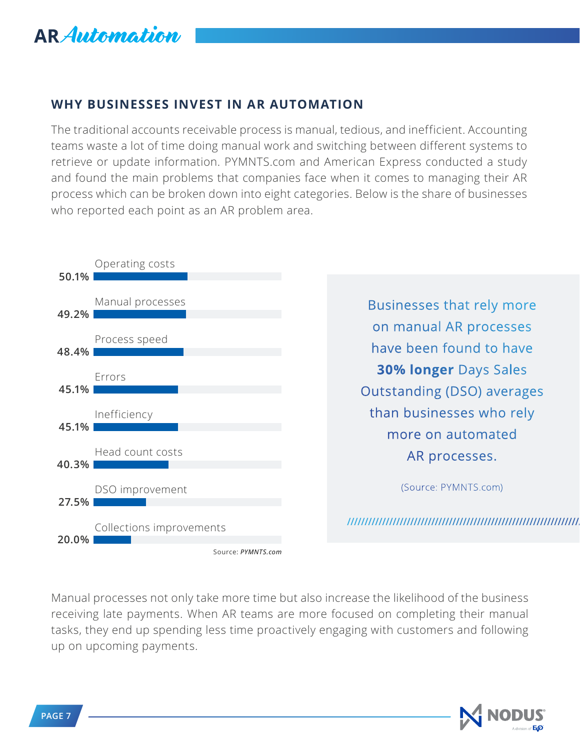## WHY BUSINESSES INVEST IN AR AUTOMATION

The traditional accounts receivable process is manual, tedious, and inefficient. Accounting teams waste a lot of time doing manual work and switching between different systems to retrieve or update information. PYMNTS.com and American Express conducted a study and found the main problems that companies face when it comes to managing their AR process which can be broken down into eight categories. Below is the share of businesses who reported each point as an AR problem area.

| Problem area | Share of businesses |
|---|---|
| Operating costs | 50.1% |
| Manual processes | 49.2% |
| Process speed | 48.4% |
| Errors | 45.1% |
| Inefficiency | 45.1% |
| Head count costs | 40.3% |
| DSO improvement | 27.5% |
| Collections improvements | 20.0% |

Source: *PYMNTS.com*

Businesses that rely more on manual AR processes have been found to have **30% longer** Days Sales Outstanding (DSO) averages than businesses who rely more on automated AR processes.

(Source: PYMNTS.com)

Manual processes not only take more time but also increase the likelihood of the business receiving late payments. When AR teams are more focused on completing their manual tasks, they end up spending less time proactively engaging with customers and following up on upcoming payments.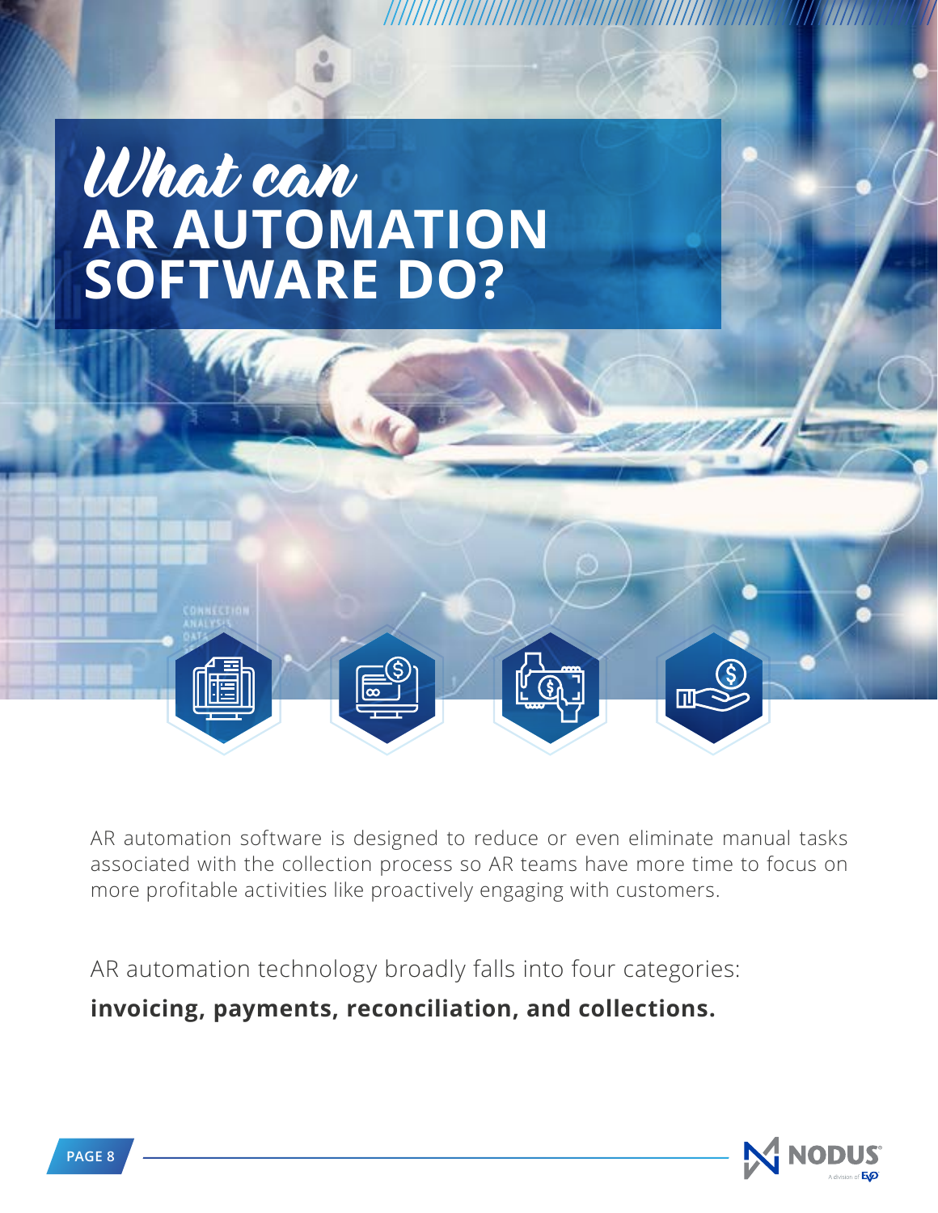# *What can* AR AUTOMATION SOFTWARE DO?

AR automation software is designed to reduce or even eliminate manual tasks associated with the collection process so AR teams have more time to focus on more profitable activities like proactively engaging with customers.

AR automation technology broadly falls into four categories:

**invoicing, payments, reconciliation, and collections.**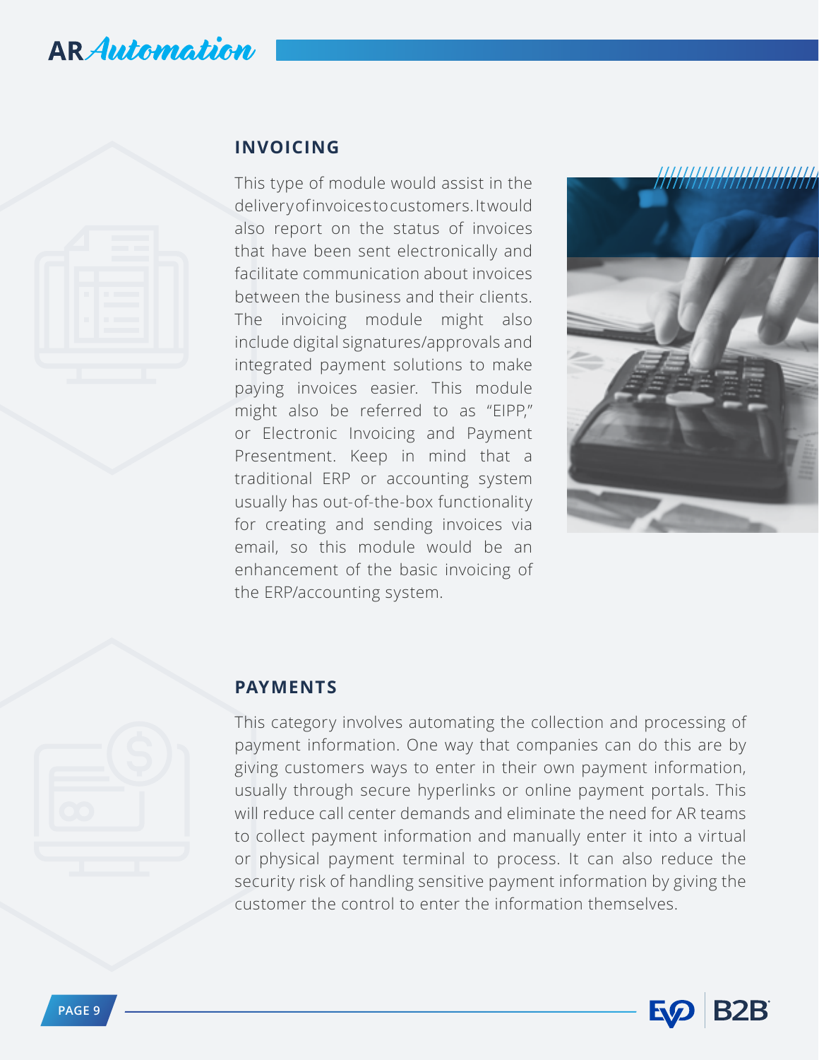## INVOICING

This type of module would assist in the delivery of invoices to customers. It would also report on the status of invoices that have been sent electronically and facilitate communication about invoices between the business and their clients. The invoicing module might also include digital signatures/approvals and integrated payment solutions to make paying invoices easier. This module might also be referred to as "EIPP," or Electronic Invoicing and Payment Presentment. Keep in mind that a traditional ERP or accounting system usually has out-of-the-box functionality for creating and sending invoices via email, so this module would be an enhancement of the basic invoicing of the ERP/accounting system.

## PAYMENTS

This category involves automating the collection and processing of payment information. One way that companies can do this are by giving customers ways to enter in their own payment information, usually through secure hyperlinks or online payment portals. This will reduce call center demands and eliminate the need for AR teams to collect payment information and manually enter it into a virtual or physical payment terminal to process. It can also reduce the security risk of handling sensitive payment information by giving the customer the control to enter the information themselves.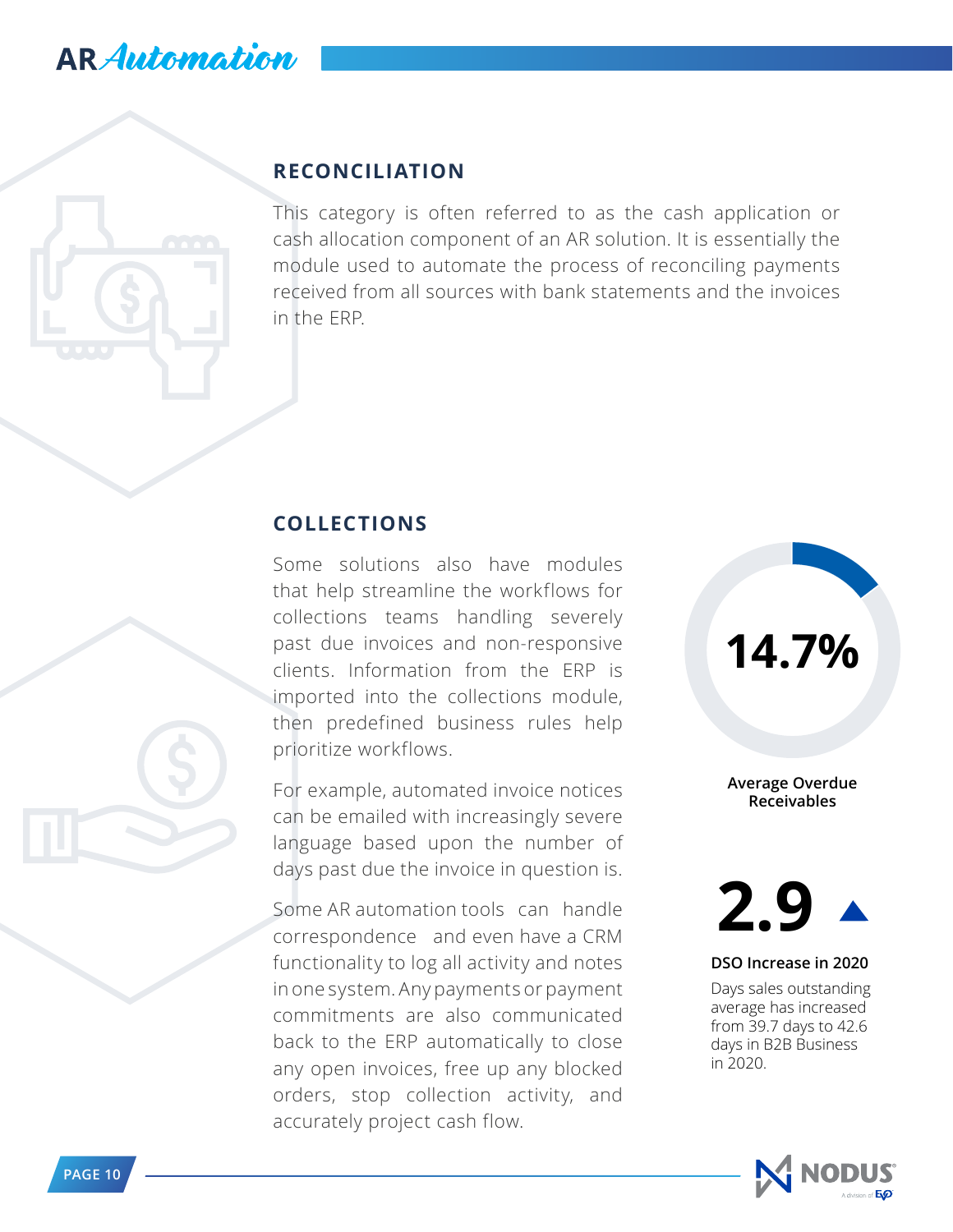## RECONCILIATION

This category is often referred to as the cash application or cash allocation component of an AR solution. It is essentially the module used to automate the process of reconciling payments received from all sources with bank statements and the invoices in the ERP.

## COLLECTIONS

Some solutions also have modules that help streamline the workflows for collections teams handling severely past due invoices and non-responsive clients. Information from the ERP is imported into the collections module, then predefined business rules help prioritize workflows.

For example, automated invoice notices can be emailed with increasingly severe language based upon the number of days past due the invoice in question is.

Some AR automation tools can handle correspondence and even have a CRM functionality to log all activity and notes in one system. Any payments or payment commitments are also communicated back to the ERP automatically to close any open invoices, free up any blocked orders, stop collection activity, and accurately project cash flow.

**14.7%**

**Average Overdue Receivables**

**2.9** ▲

**DSO Increase in 2020**

Days sales outstanding average has increased from 39.7 days to 42.6 days in B2B Business in 2020.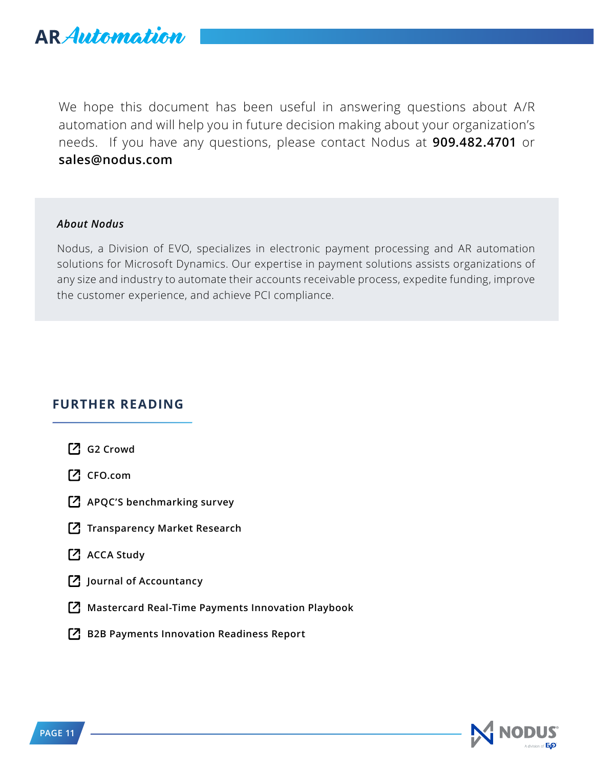We hope this document has been useful in answering questions about A/R automation and will help you in future decision making about your organization's needs. If you have any questions, please contact Nodus at **909.482.4701** or **sales@nodus.com**

***About Nodus***

Nodus, a Division of EVO, specializes in electronic payment processing and AR automation solutions for Microsoft Dynamics. Our expertise in payment solutions assists organizations of any size and industry to automate their accounts receivable process, expedite funding, improve the customer experience, and achieve PCI compliance.

## FURTHER READING

- **G2 Crowd**
- **CFO.com**
- **APQC'S benchmarking survey**
- **Transparency Market Research**
- **ACCA Study**
- **Journal of Accountancy**
- **Mastercard Real-Time Payments Innovation Playbook**
- **B2B Payments Innovation Readiness Report**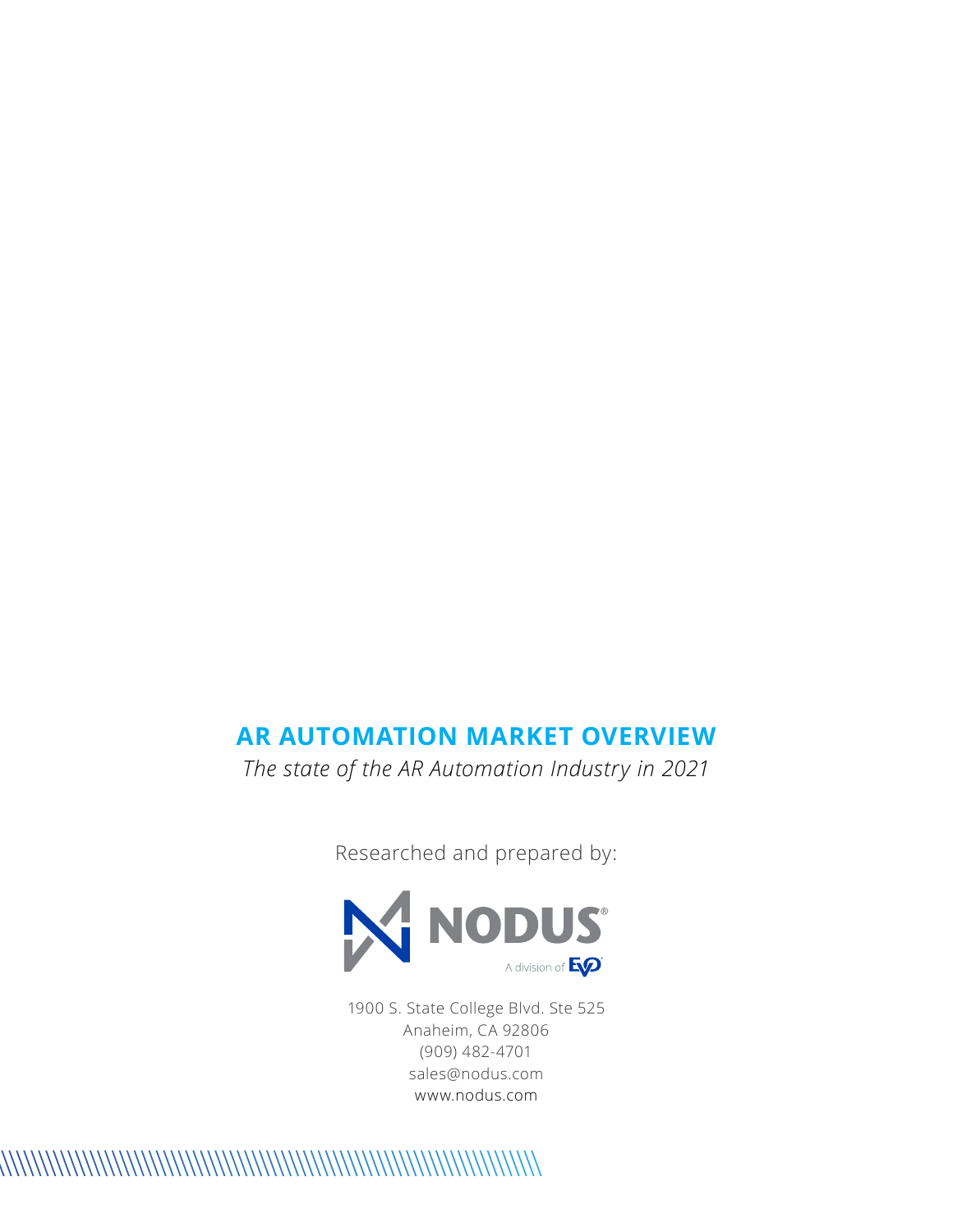## AR AUTOMATION MARKET OVERVIEW

*The state of the AR Automation Industry in 2021*

Researched and prepared by:

NODUS®

A division of EVO

1900 S. State College Blvd. Ste 525
Anaheim, CA 92806
(909) 482-4701
sales@nodus.com
www.nodus.com